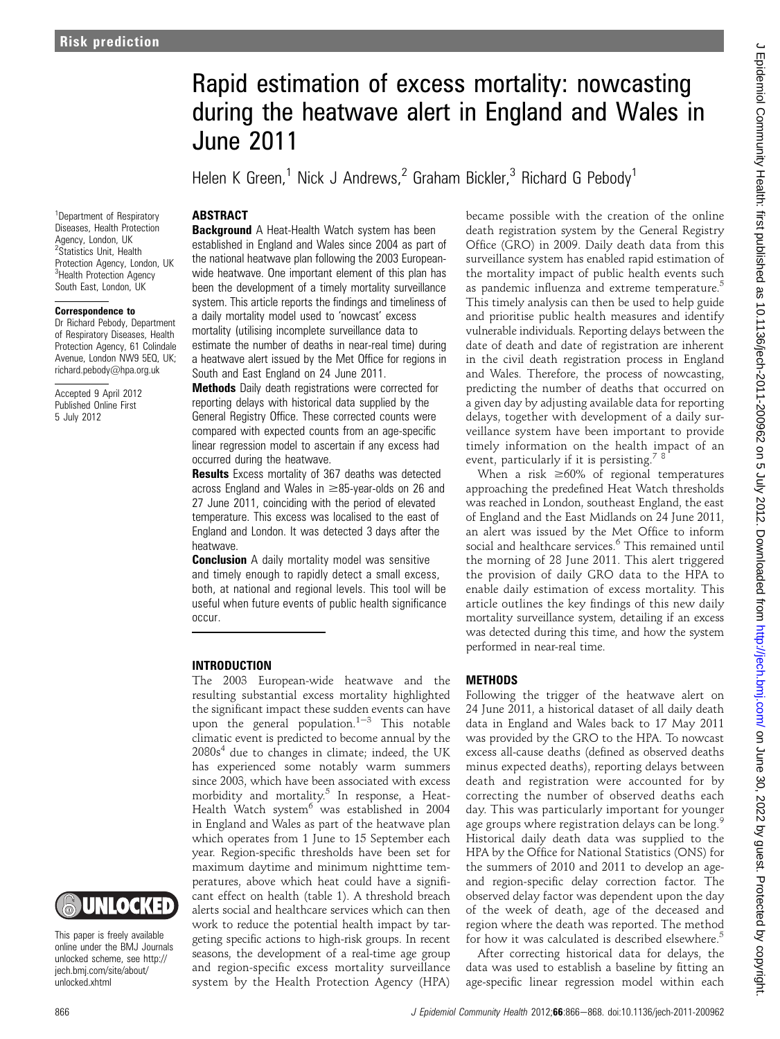Risk prediction

# Rapid estimation of excess mortality: nowcasting during the heatwave alert in England and Wales in June 2011

Helen K Green,[1] Nick J Andrews,[2] Graham Bickler,[3] Richard G Pebody[1]

[1]Department of Respiratory Diseases, Health Protection Agency, London, UK
[2]Statistics Unit, Health Protection Agency, London, UK
[3]Health Protection Agency South East, London, UK

**Correspondence to**
Dr Richard Pebody, Department of Respiratory Diseases, Health Protection Agency, 61 Colindale Avenue, London NW9 5EQ, UK; richard.pebody@hpa.org.uk

Accepted 9 April 2012
Published Online First 5 July 2012

This paper is freely available online under the BMJ Journals unlocked scheme, see http://jech.bmj.com/site/about/unlocked.xhtml

## ABSTRACT

**Background** A Heat-Health Watch system has been established in England and Wales since 2004 as part of the national heatwave plan following the 2003 European-wide heatwave. One important element of this plan has been the development of a timely mortality surveillance system. This article reports the findings and timeliness of a daily mortality model used to 'nowcast' excess mortality (utilising incomplete surveillance data to estimate the number of deaths in near-real time) during a heatwave alert issued by the Met Office for regions in South and East England on 24 June 2011.

**Methods** Daily death registrations were corrected for reporting delays with historical data supplied by the General Registry Office. These corrected counts were compared with expected counts from an age-specific linear regression model to ascertain if any excess had occurred during the heatwave.

**Results** Excess mortality of 367 deaths was detected across England and Wales in ≥85-year-olds on 26 and 27 June 2011, coinciding with the period of elevated temperature. This excess was localised to the east of England and London. It was detected 3 days after the heatwave.

**Conclusion** A daily mortality model was sensitive and timely enough to rapidly detect a small excess, both, at national and regional levels. This tool will be useful when future events of public health significance occur.

## INTRODUCTION

The 2003 European-wide heatwave and the resulting substantial excess mortality highlighted the significant impact these sudden events can have upon the general population.[1–3] This notable climatic event is predicted to become annual by the 2080s[4] due to changes in climate; indeed, the UK has experienced some notably warm summers since 2003, which have been associated with excess morbidity and mortality.[5] In response, a Heat-Health Watch system[6] was established in 2004 in England and Wales as part of the heatwave plan which operates from 1 June to 15 September each year. Region-specific thresholds have been set for maximum daytime and minimum nighttime temperatures, above which heat could have a significant effect on health (table 1). A threshold breach alerts social and healthcare services which can then work to reduce the potential health impact by targeting specific actions to high-risk groups. In recent seasons, the development of a real-time age group and region-specific excess mortality surveillance system by the Health Protection Agency (HPA) became possible with the creation of the online death registration system by the General Registry Office (GRO) in 2009. Daily death data from this surveillance system has enabled rapid estimation of the mortality impact of public health events such as pandemic influenza and extreme temperature.[5] This timely analysis can then be used to help guide and prioritise public health measures and identify vulnerable individuals. Reporting delays between the date of death and date of registration are inherent in the civil death registration process in England and Wales. Therefore, the process of nowcasting, predicting the number of deaths that occurred on a given day by adjusting available data for reporting delays, together with development of a daily surveillance system have been important to provide timely information on the health impact of an event, particularly if it is persisting.[7 8]

When a risk ≥60% of regional temperatures approaching the predefined Heat Watch thresholds was reached in London, southeast England, the east of England and the East Midlands on 24 June 2011, an alert was issued by the Met Office to inform social and healthcare services.[6] This remained until the morning of 28 June 2011. This alert triggered the provision of daily GRO data to the HPA to enable daily estimation of excess mortality. This article outlines the key findings of this new daily mortality surveillance system, detailing if an excess was detected during this time, and how the system performed in near-real time.

## METHODS

Following the trigger of the heatwave alert on 24 June 2011, a historical dataset of all daily death data in England and Wales back to 17 May 2011 was provided by the GRO to the HPA. To nowcast excess all-cause deaths (defined as observed deaths minus expected deaths), reporting delays between death and registration were accounted for by correcting the number of observed deaths each day. This was particularly important for younger age groups where registration delays can be long.[9] Historical daily death data was supplied to the HPA by the Office for National Statistics (ONS) for the summers of 2010 and 2011 to develop an age- and region-specific delay correction factor. The observed delay factor was dependent upon the day of the week of death, age of the deceased and region where the death was reported. The method for how it was calculated is described elsewhere.[5]

After correcting historical data for delays, the data was used to establish a baseline by fitting an age-specific linear regression model within each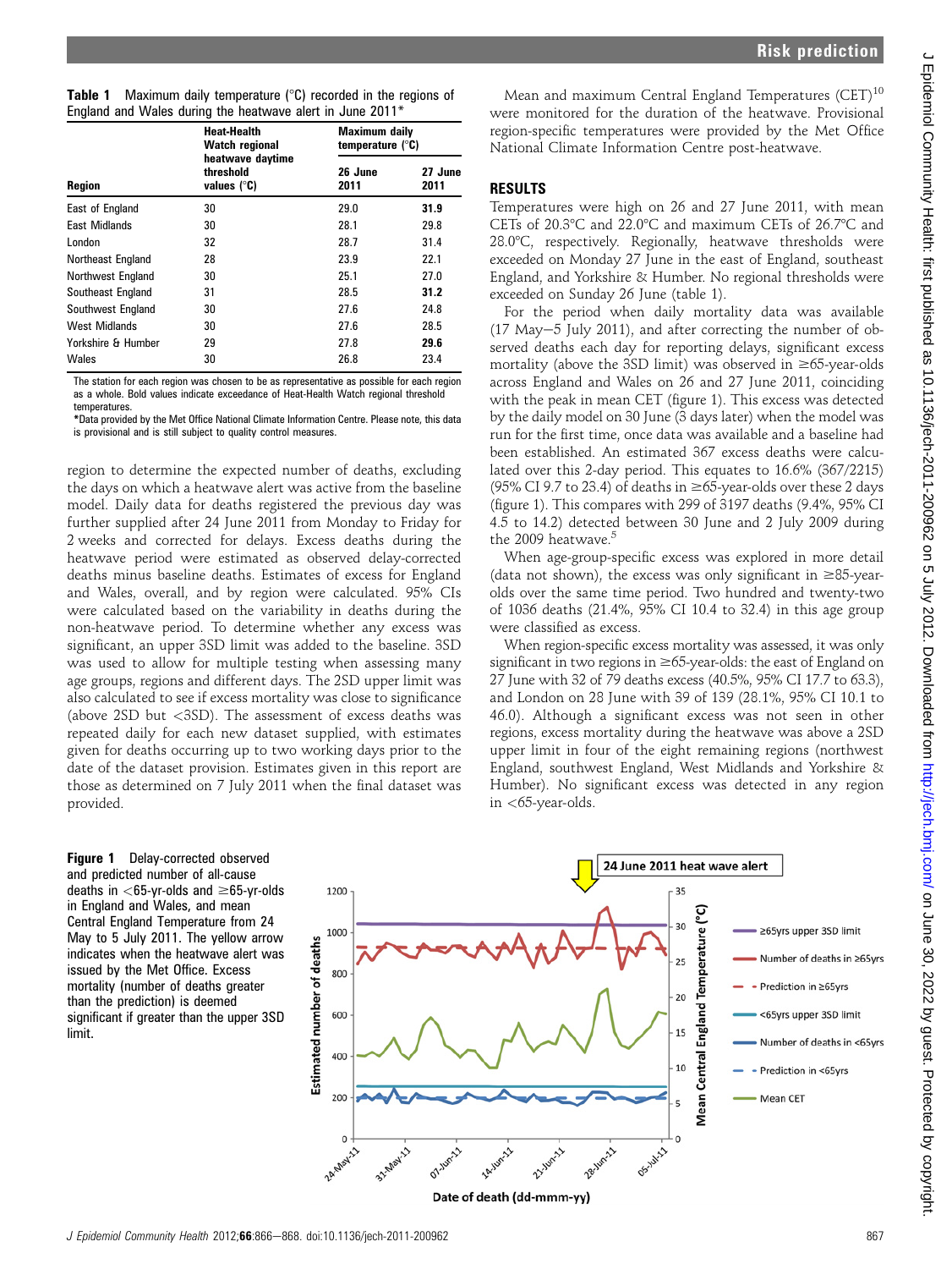**Table 1** Maximum daily temperature (°C) recorded in the regions of England and Wales during the heatwave alert in June 2011*

| Region | Heat-Health Watch regional heatwave daytime threshold values (°C) | Maximum daily temperature (°C) | |
|---|---|---|---|
| | | 26 June 2011 | 27 June 2011 |
| East of England | 30 | 29.0 | **31.9** |
| East Midlands | 30 | 28.1 | 29.8 |
| London | 32 | 28.7 | 31.4 |
| Northeast England | 28 | 23.9 | 22.1 |
| Northwest England | 30 | 25.1 | 27.0 |
| Southeast England | 31 | 28.5 | **31.2** |
| Southwest England | 30 | 27.6 | 24.8 |
| West Midlands | 30 | 27.6 | 28.5 |
| Yorkshire & Humber | 29 | 27.8 | **29.6** |
| Wales | 30 | 26.8 | 23.4 |

The station for each region was chosen to be as representative as possible for each region as a whole. Bold values indicate exceedance of Heat-Health Watch regional threshold temperatures.

*Data provided by the Met Office National Climate Information Centre. Please note, this data is provisional and is still subject to quality control measures.

region to determine the expected number of deaths, excluding the days on which a heatwave alert was active from the baseline model. Daily data for deaths registered the previous day was further supplied after 24 June 2011 from Monday to Friday for 2 weeks and corrected for delays. Excess deaths during the heatwave period were estimated as observed delay-corrected deaths minus baseline deaths. Estimates of excess for England and Wales, overall, and by region were calculated. 95% CIs were calculated based on the variability in deaths during the non-heatwave period. To determine whether any excess was significant, an upper 3SD limit was added to the baseline. 3SD was used to allow for multiple testing when assessing many age groups, regions and different days. The 2SD upper limit was also calculated to see if excess mortality was close to significance (above 2SD but <3SD). The assessment of excess deaths was repeated daily for each new dataset supplied, with estimates given for deaths occurring up to two working days prior to the date of the dataset provision. Estimates given in this report are those as determined on 7 July 2011 when the final dataset was provided.

Mean and maximum Central England Temperatures (CET)[10] were monitored for the duration of the heatwave. Provisional region-specific temperatures were provided by the Met Office National Climate Information Centre post-heatwave.

## RESULTS

Temperatures were high on 26 and 27 June 2011, with mean CETs of 20.3°C and 22.0°C and maximum CETs of 26.7°C and 28.0°C, respectively. Regionally, heatwave thresholds were exceeded on Monday 27 June in the east of England, southeast England, and Yorkshire & Humber. No regional thresholds were exceeded on Sunday 26 June (table 1).

For the period when daily mortality data was available (17 May–5 July 2011), and after correcting the number of observed deaths each day for reporting delays, significant excess mortality (above the 3SD limit) was observed in ≥65-year-olds across England and Wales on 26 and 27 June 2011, coinciding with the peak in mean CET (figure 1). This excess was detected by the daily model on 30 June (3 days later) when the model was run for the first time, once data was available and a baseline had been established. An estimated 367 excess deaths were calculated over this 2-day period. This equates to 16.6% (367/2215) (95% CI 9.7 to 23.4) of deaths in ≥65-year-olds over these 2 days (figure 1). This compares with 299 of 3197 deaths (9.4%, 95% CI 4.5 to 14.2) detected between 30 June and 2 July 2009 during the 2009 heatwave.[5]

When age-group-specific excess was explored in more detail (data not shown), the excess was only significant in ≥85-year-olds over the same time period. Two hundred and twenty-two of 1036 deaths (21.4%, 95% CI 10.4 to 32.4) in this age group were classified as excess.

When region-specific excess mortality was assessed, it was only significant in two regions in ≥65-year-olds: the east of England on 27 June with 32 of 79 deaths excess (40.5%, 95% CI 17.7 to 63.3), and London on 28 June with 39 of 139 (28.1%, 95% CI 10.1 to 46.0). Although a significant excess was not seen in other regions, excess mortality during the heatwave was above a 2SD upper limit in four of the eight remaining regions (northwest England, southwest England, West Midlands and Yorkshire & Humber). No significant excess was detected in any region in <65-year-olds.

**Figure 1** Delay-corrected observed and predicted number of all-cause deaths in <65-yr-olds and ≥65-yr-olds in England and Wales, and mean Central England Temperature from 24 May to 5 July 2011. The yellow arrow indicates when the heatwave alert was issued by the Met Office. Excess mortality (number of deaths greater than the prediction) is deemed significant if greater than the upper 3SD limit.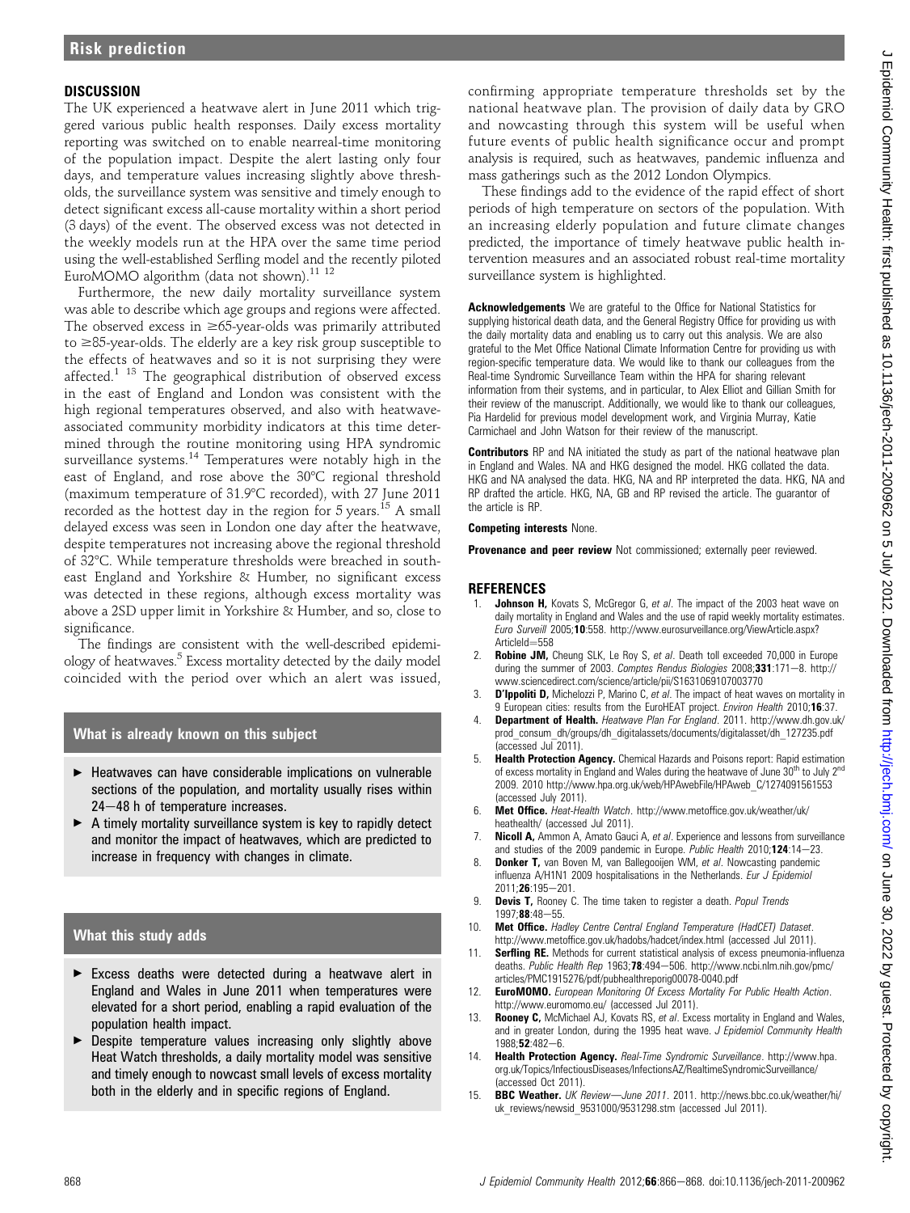## DISCUSSION

The UK experienced a heatwave alert in June 2011 which triggered various public health responses. Daily excess mortality reporting was switched on to enable nearreal-time monitoring of the population impact. Despite the alert lasting only four days, and temperature values increasing slightly above thresholds, the surveillance system was sensitive and timely enough to detect significant excess all-cause mortality within a short period (3 days) of the event. The observed excess was not detected in the weekly models run at the HPA over the same time period using the well-established Serfling model and the recently piloted EuroMOMO algorithm (data not shown).[11 12]

Furthermore, the new daily mortality surveillance system was able to describe which age groups and regions were affected. The observed excess in ≥65-year-olds was primarily attributed to ≥85-year-olds. The elderly are a key risk group susceptible to the effects of heatwaves and so it is not surprising they were affected.[1 13] The geographical distribution of observed excess in the east of England and London was consistent with the high regional temperatures observed, and also with heatwave-associated community morbidity indicators at this time determined through the routine monitoring using HPA syndromic surveillance systems.[14] Temperatures were notably high in the east of England, and rose above the 30°C regional threshold (maximum temperature of 31.9°C recorded), with 27 June 2011 recorded as the hottest day in the region for 5 years.[15] A small delayed excess was seen in London one day after the heatwave, despite temperatures not increasing above the regional threshold of 32°C. While temperature thresholds were breached in south-east England and Yorkshire & Humber, no significant excess was detected in these regions, although excess mortality was above a 2SD upper limit in Yorkshire & Humber, and so, close to significance.

The findings are consistent with the well-described epidemiology of heatwaves.[5] Excess mortality detected by the daily model coincided with the period over which an alert was issued, confirming appropriate temperature thresholds set by the national heatwave plan. The provision of daily data by GRO and nowcasting through this system will be useful when future events of public health significance occur and prompt analysis is required, such as heatwaves, pandemic influenza and mass gatherings such as the 2012 London Olympics.

These findings add to the evidence of the rapid effect of short periods of high temperature on sectors of the population. With an increasing elderly population and future climate changes predicted, the importance of timely heatwave public health intervention measures and an associated robust real-time mortality surveillance system is highlighted.

### What is already known on this subject

- Heatwaves can have considerable implications on vulnerable sections of the population, and mortality usually rises within 24–48 h of temperature increases.
- A timely mortality surveillance system is key to rapidly detect and monitor the impact of heatwaves, which are predicted to increase in frequency with changes in climate.

### What this study adds

- Excess deaths were detected during a heatwave alert in England and Wales in June 2011 when temperatures were elevated for a short period, enabling a rapid evaluation of the population health impact.
- Despite temperature values increasing only slightly above Heat Watch thresholds, a daily mortality model was sensitive and timely enough to nowcast small levels of excess mortality both in the elderly and in specific regions of England.

**Acknowledgements** We are grateful to the Office for National Statistics for supplying historical death data, and the General Registry Office for providing us with the daily mortality data and enabling us to carry out this analysis. We are also grateful to the Met Office National Climate Information Centre for providing us with region-specific temperature data. We would like to thank our colleagues from the Real-time Syndromic Surveillance Team within the HPA for sharing relevant information from their systems, and in particular, to Alex Elliot and Gillian Smith for their review of the manuscript. Additionally, we would like to thank our colleagues, Pia Hardelid for previous model development work, and Virginia Murray, Katie Carmichael and John Watson for their review of the manuscript.

**Contributors** RP and NA initiated the study as part of the national heatwave plan in England and Wales. NA and HKG designed the model. HKG collated the data. HKG and NA analysed the data. HKG, NA and RP interpreted the data. HKG, NA and RP drafted the article. HKG, NA, GB and RP revised the article. The guarantor of the article is RP.

**Competing interests** None.

**Provenance and peer review** Not commissioned; externally peer reviewed.

## REFERENCES

1. **Johnson H,** Kovats S, McGregor G, *et al*. The impact of the 2003 heat wave on daily mortality in England and Wales and the use of rapid weekly mortality estimates. *Euro Surveill* 2005;**10**:558. http://www.eurosurveillance.org/ViewArticle.aspx?ArticleId=558
2. **Robine JM,** Cheung SLK, Le Roy S, *et al*. Death toll exceeded 70,000 in Europe during the summer of 2003. *Comptes Rendus Biologies* 2008;**331**:171–8. http://www.sciencedirect.com/science/article/pii/S1631069107003770
3. **D'Ippoliti D,** Michelozzi P, Marino C, *et al*. The impact of heat waves on mortality in 9 European cities: results from the EuroHEAT project. *Environ Health* 2010;**16**:37.
4. **Department of Health.** *Heatwave Plan For England*. 2011. http://www.dh.gov.uk/prod_consum_dh/groups/dh_digitalassets/documents/digitalasset/dh_127235.pdf (accessed Jul 2011).
5. **Health Protection Agency.** Chemical Hazards and Poisons report: Rapid estimation of excess mortality in England and Wales during the heatwave of June 30th to July 2nd 2009. 2010 http://www.hpa.org.uk/web/HPAwebFile/HPAweb_C/1274091561553 (accessed July 2011).
6. **Met Office.** *Heat-Health Watch*. http://www.metoffice.gov.uk/weather/uk/heathealth/ (accessed Jul 2011).
7. **Nicoll A,** Ammon A, Amato Gauci A, *et al*. Experience and lessons from surveillance and studies of the 2009 pandemic in Europe. *Public Health* 2010;**124**:14–23.
8. **Donker T,** van Boven M, van Ballegooijen WM, *et al*. Nowcasting pandemic influenza A/H1N1 2009 hospitalisations in the Netherlands. *Eur J Epidemiol* 2011;**26**:195–201.
9. **Devis T,** Rooney C. The time taken to register a death. *Popul Trends* 1997;**88**:48–55.
10. **Met Office.** *Hadley Centre Central England Temperature (HadCET) Dataset*. http://www.metoffice.gov.uk/hadobs/hadcet/index.html (accessed Jul 2011).
11. **Serfling RE.** Methods for current statistical analysis of excess pneumonia-influenza deaths. *Public Health Rep* 1963;**78**:494–506. http://www.ncbi.nlm.nih.gov/pmc/articles/PMC1915276/pdf/pubhealthreporig00078-0040.pdf
12. **EuroMOMO.** *European Monitoring Of Excess Mortality For Public Health Action*. http://www.euromomo.eu/ (accessed Jul 2011).
13. **Rooney C,** McMichael AJ, Kovats RS, *et al*. Excess mortality in England and Wales, and in greater London, during the 1995 heat wave. *J Epidemiol Community Health* 1988;**52**:482–6.
14. **Health Protection Agency.** *Real-Time Syndromic Surveillance*. http://www.hpa.org.uk/Topics/InfectiousDiseases/InfectionsAZ/RealtimeSyndromicSurveillance/ (accessed Oct 2011).
15. **BBC Weather.** *UK Review—June 2011*. 2011. http://news.bbc.co.uk/weather/hi/uk_reviews/newsid_9531000/9531298.stm (accessed Jul 2011).